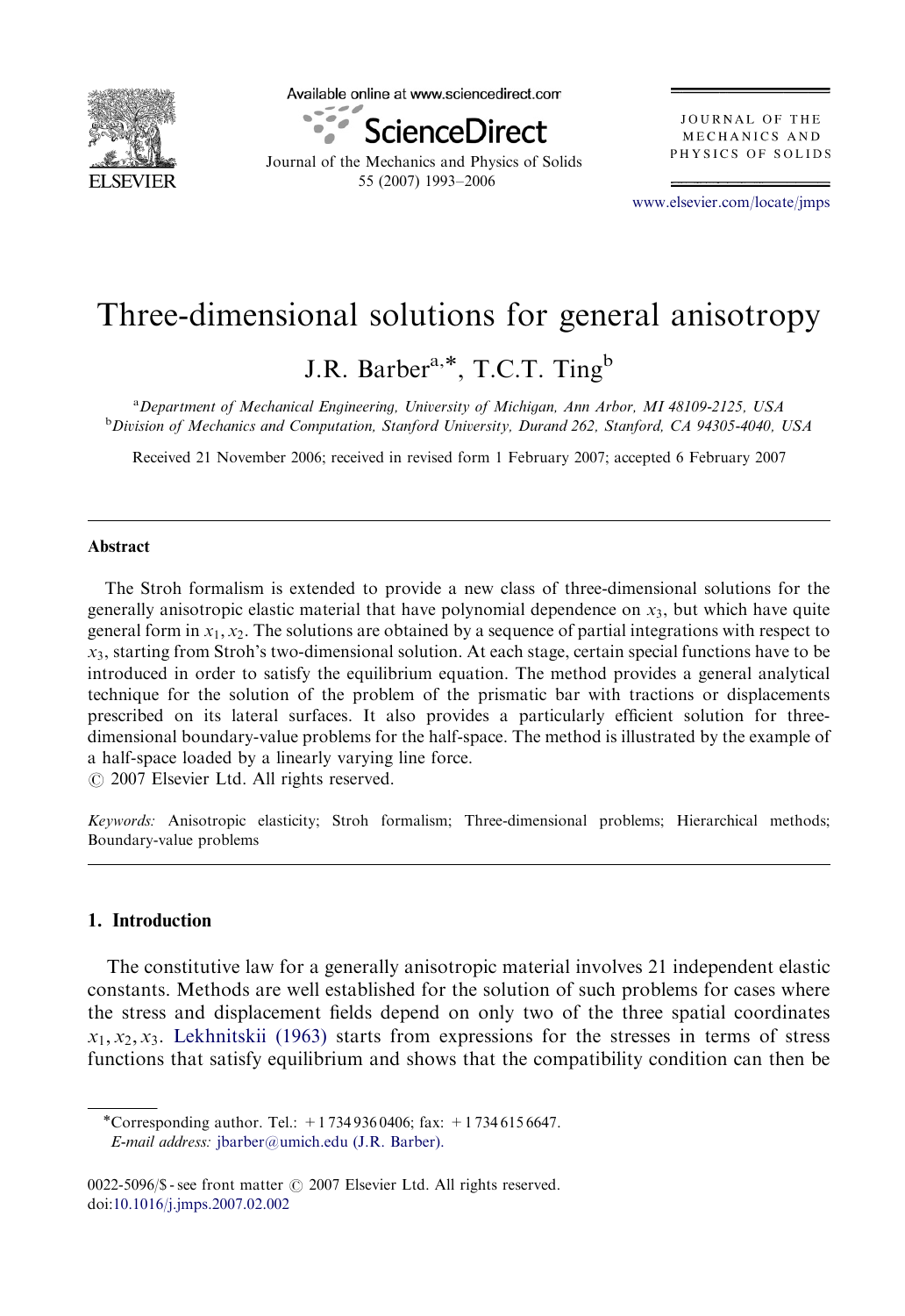# Three-dimensional solutions for general anisotropy

J.R. Barber[a,*], T.C.T. Ting[b]

[a]Department of Mechanical Engineering, University of Michigan, Ann Arbor, MI 48109-2125, USA
[b]Division of Mechanics and Computation, Stanford University, Durand 262, Stanford, CA 94305-4040, USA

Received 21 November 2006; received in revised form 1 February 2007; accepted 6 February 2007

## Abstract

The Stroh formalism is extended to provide a new class of three-dimensional solutions for the generally anisotropic elastic material that have polynomial dependence on $x_3$, but which have quite general form in $x_1, x_2$. The solutions are obtained by a sequence of partial integrations with respect to $x_3$, starting from Stroh's two-dimensional solution. At each stage, certain special functions have to be introduced in order to satisfy the equilibrium equation. The method provides a general analytical technique for the solution of the problem of the prismatic bar with tractions or displacements prescribed on its lateral surfaces. It also provides a particularly efficient solution for three-dimensional boundary-value problems for the half-space. The method is illustrated by the example of a half-space loaded by a linearly varying line force.

© 2007 Elsevier Ltd. All rights reserved.

*Keywords:* Anisotropic elasticity; Stroh formalism; Three-dimensional problems; Hierarchical methods; Boundary-value problems

## 1. Introduction

The constitutive law for a generally anisotropic material involves 21 independent elastic constants. Methods are well established for the solution of such problems for cases where the stress and displacement fields depend on only two of the three spatial coordinates $x_1, x_2, x_3$. Lekhnitskii (1963) starts from expressions for the stresses in terms of stress functions that satisfy equilibrium and shows that the compatibility condition can then be

*Corresponding author. Tel.: +1 734 936 0406; fax: +1 734 615 6647.
*E-mail address:* jbarber@umich.edu (J.R. Barber).

0022-5096/$ - see front matter © 2007 Elsevier Ltd. All rights reserved.
doi:10.1016/j.jmps.2007.02.002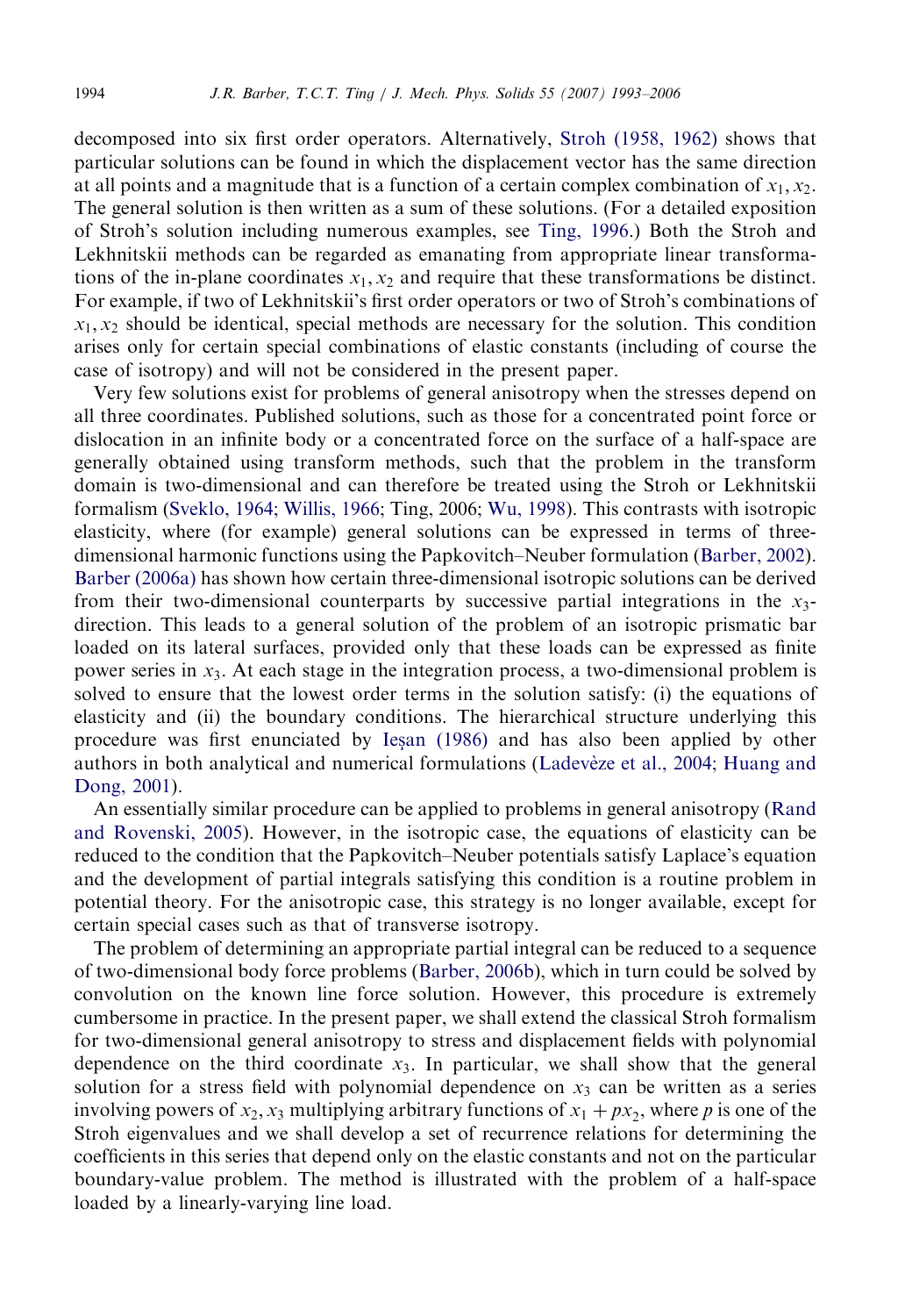decomposed into six first order operators. Alternatively, Stroh (1958, 1962) shows that particular solutions can be found in which the displacement vector has the same direction at all points and a magnitude that is a function of a certain complex combination of $x_1, x_2$. The general solution is then written as a sum of these solutions. (For a detailed exposition of Stroh's solution including numerous examples, see Ting, 1996.) Both the Stroh and Lekhnitskii methods can be regarded as emanating from appropriate linear transformations of the in-plane coordinates $x_1, x_2$ and require that these transformations be distinct. For example, if two of Lekhnitskii's first order operators or two of Stroh's combinations of $x_1, x_2$ should be identical, special methods are necessary for the solution. This condition arises only for certain special combinations of elastic constants (including of course the case of isotropy) and will not be considered in the present paper.

Very few solutions exist for problems of general anisotropy when the stresses depend on all three coordinates. Published solutions, such as those for a concentrated point force or dislocation in an infinite body or a concentrated force on the surface of a half-space are generally obtained using transform methods, such that the problem in the transform domain is two-dimensional and can therefore be treated using the Stroh or Lekhnitskii formalism (Sveklo, 1964; Willis, 1966; Ting, 2006; Wu, 1998). This contrasts with isotropic elasticity, where (for example) general solutions can be expressed in terms of three-dimensional harmonic functions using the Papkovitch–Neuber formulation (Barber, 2002). Barber (2006a) has shown how certain three-dimensional isotropic solutions can be derived from their two-dimensional counterparts by successive partial integrations in the $x_3$-direction. This leads to a general solution of the problem of an isotropic prismatic bar loaded on its lateral surfaces, provided only that these loads can be expressed as finite power series in $x_3$. At each stage in the integration process, a two-dimensional problem is solved to ensure that the lowest order terms in the solution satisfy: (i) the equations of elasticity and (ii) the boundary conditions. The hierarchical structure underlying this procedure was first enunciated by Ieşan (1986) and has also been applied by other authors in both analytical and numerical formulations (Ladevèze et al., 2004; Huang and Dong, 2001).

An essentially similar procedure can be applied to problems in general anisotropy (Rand and Rovenski, 2005). However, in the isotropic case, the equations of elasticity can be reduced to the condition that the Papkovitch–Neuber potentials satisfy Laplace's equation and the development of partial integrals satisfying this condition is a routine problem in potential theory. For the anisotropic case, this strategy is no longer available, except for certain special cases such as that of transverse isotropy.

The problem of determining an appropriate partial integral can be reduced to a sequence of two-dimensional body force problems (Barber, 2006b), which in turn could be solved by convolution on the known line force solution. However, this procedure is extremely cumbersome in practice. In the present paper, we shall extend the classical Stroh formalism for two-dimensional general anisotropy to stress and displacement fields with polynomial dependence on the third coordinate $x_3$. In particular, we shall show that the general solution for a stress field with polynomial dependence on $x_3$ can be written as a series involving powers of $x_2, x_3$ multiplying arbitrary functions of $x_1 + px_2$, where $p$ is one of the Stroh eigenvalues and we shall develop a set of recurrence relations for determining the coefficients in this series that depend only on the elastic constants and not on the particular boundary-value problem. The method is illustrated with the problem of a half-space loaded by a linearly-varying line load.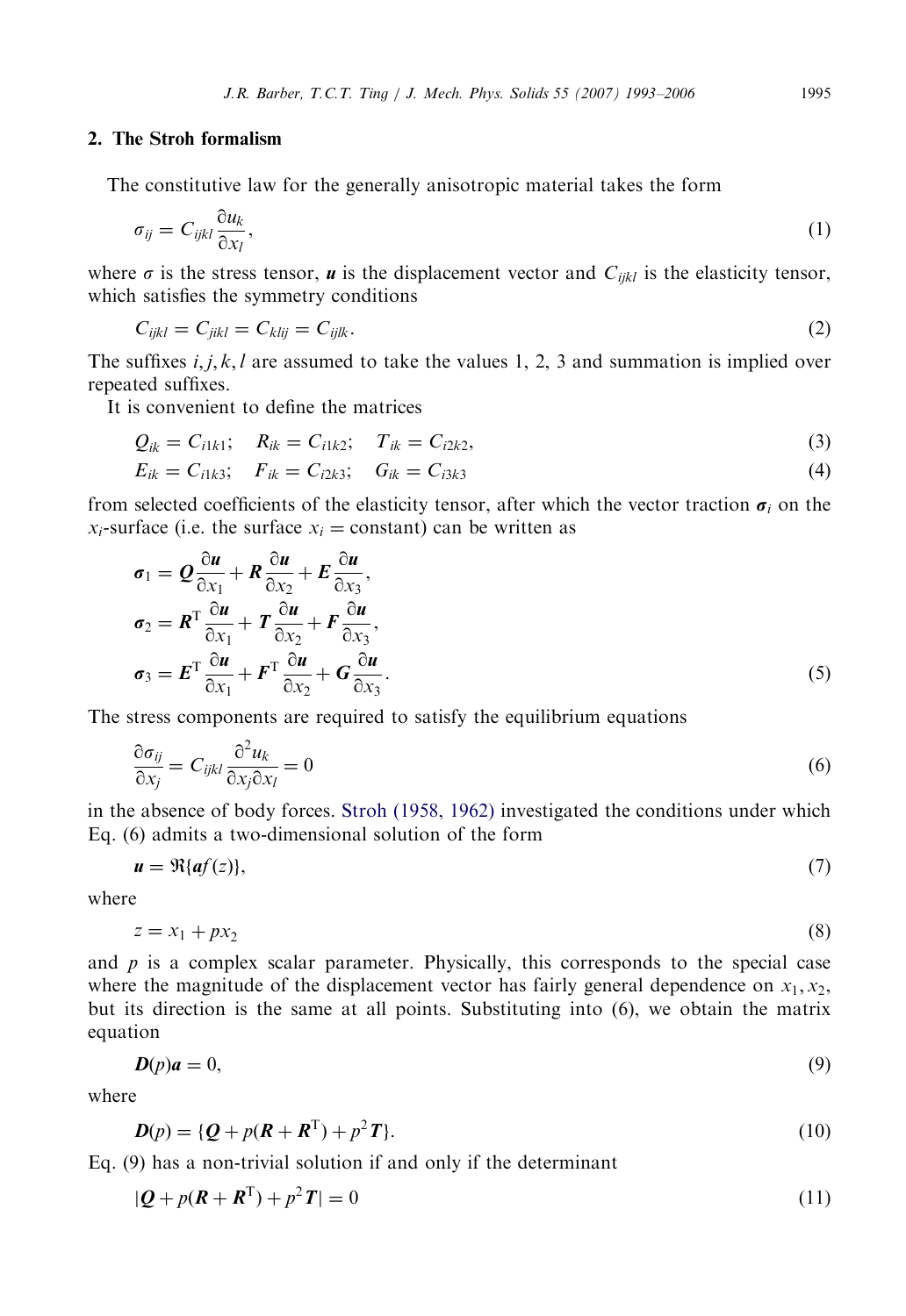## 2. The Stroh formalism

The constitutive law for the generally anisotropic material takes the form

$$\sigma_{ij} = C_{ijkl} \frac{\partial u_k}{\partial x_l}, \tag{1}$$

where $\sigma$ is the stress tensor, $\boldsymbol{u}$ is the displacement vector and $C_{ijkl}$ is the elasticity tensor, which satisfies the symmetry conditions

$$C_{ijkl} = C_{jikl} = C_{klij} = C_{ijlk}. \tag{2}$$

The suffixes $i, j, k, l$ are assumed to take the values 1, 2, 3 and summation is implied over repeated suffixes.

It is convenient to define the matrices

$$Q_{ik} = C_{i1k1}; \quad R_{ik} = C_{i1k2}; \quad T_{ik} = C_{i2k2}, \tag{3}$$

$$E_{ik} = C_{i1k3}; \quad F_{ik} = C_{i2k3}; \quad G_{ik} = C_{i3k3} \tag{4}$$

from selected coefficients of the elasticity tensor, after which the vector traction $\boldsymbol{\sigma}_i$ on the $x_i$-surface (i.e. the surface $x_i =$ constant) can be written as

$$\begin{aligned}
\boldsymbol{\sigma}_1 &= \boldsymbol{Q} \frac{\partial \boldsymbol{u}}{\partial x_1} + \boldsymbol{R} \frac{\partial \boldsymbol{u}}{\partial x_2} + \boldsymbol{E} \frac{\partial \boldsymbol{u}}{\partial x_3}, \\
\boldsymbol{\sigma}_2 &= \boldsymbol{R}^{\mathrm{T}} \frac{\partial \boldsymbol{u}}{\partial x_1} + \boldsymbol{T} \frac{\partial \boldsymbol{u}}{\partial x_2} + \boldsymbol{F} \frac{\partial \boldsymbol{u}}{\partial x_3}, \\
\boldsymbol{\sigma}_3 &= \boldsymbol{E}^{\mathrm{T}} \frac{\partial \boldsymbol{u}}{\partial x_1} + \boldsymbol{F}^{\mathrm{T}} \frac{\partial \boldsymbol{u}}{\partial x_2} + \boldsymbol{G} \frac{\partial \boldsymbol{u}}{\partial x_3}.
\end{aligned} \tag{5}$$

The stress components are required to satisfy the equilibrium equations

$$\frac{\partial \sigma_{ij}}{\partial x_j} = C_{ijkl} \frac{\partial^2 u_k}{\partial x_j \partial x_l} = 0 \tag{6}$$

in the absence of body forces. Stroh (1958, 1962) investigated the conditions under which Eq. (6) admits a two-dimensional solution of the form

$$\boldsymbol{u} = \Re\{\boldsymbol{a} f(z)\}, \tag{7}$$

where

$$z = x_1 + p x_2 \tag{8}$$

and $p$ is a complex scalar parameter. Physically, this corresponds to the special case where the magnitude of the displacement vector has fairly general dependence on $x_1, x_2$, but its direction is the same at all points. Substituting into (6), we obtain the matrix equation

$$\boldsymbol{D}(p)\boldsymbol{a} = 0, \tag{9}$$

where

$$\boldsymbol{D}(p) = \{\boldsymbol{Q} + p(\boldsymbol{R} + \boldsymbol{R}^{\mathrm{T}}) + p^2 \boldsymbol{T}\}. \tag{10}$$

Eq. (9) has a non-trivial solution if and only if the determinant

$$|\boldsymbol{Q} + p(\boldsymbol{R} + \boldsymbol{R}^{\mathrm{T}}) + p^2 \boldsymbol{T}| = 0 \tag{11}$$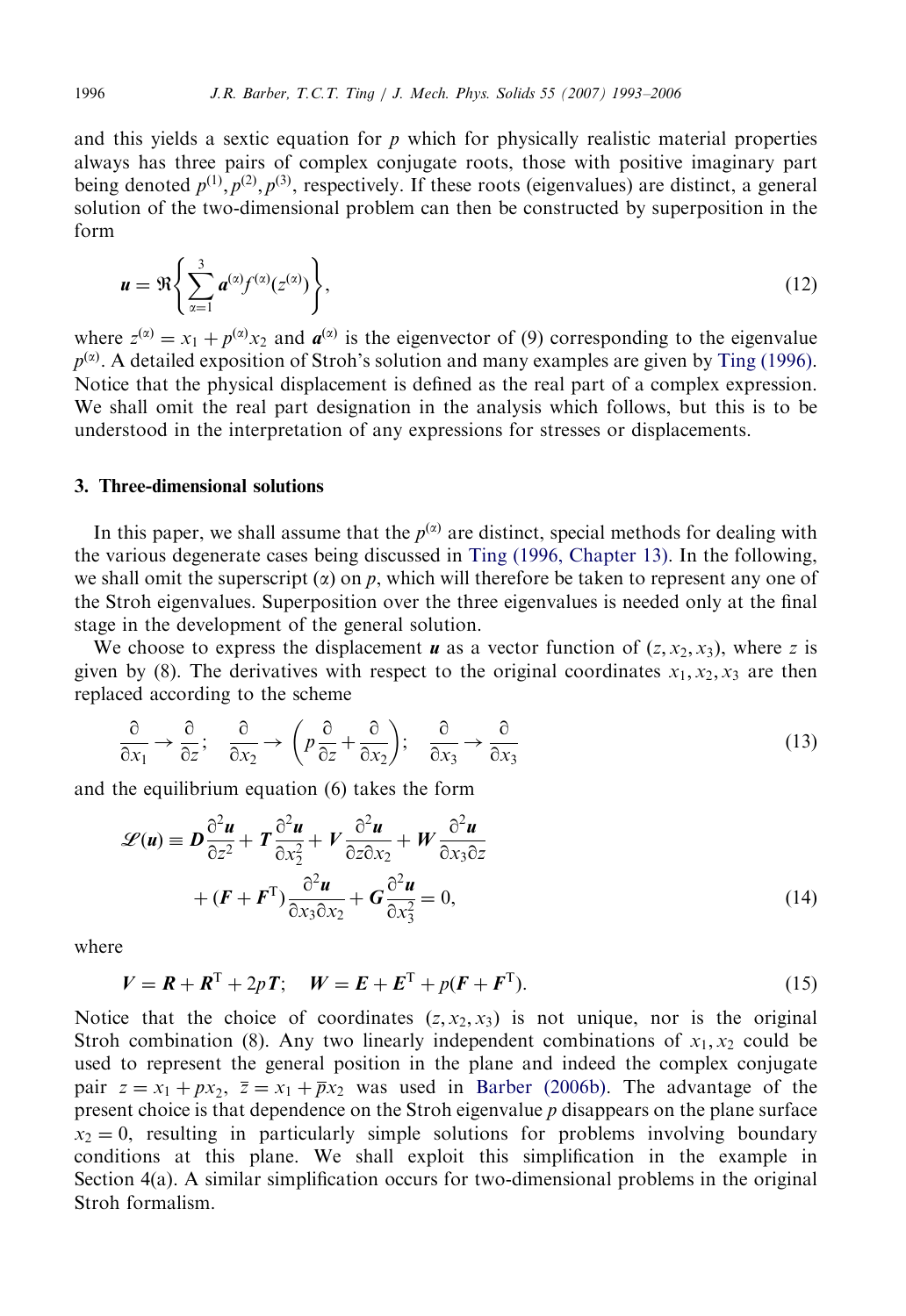and this yields a sextic equation for $p$ which for physically realistic material properties always has three pairs of complex conjugate roots, those with positive imaginary part being denoted $p^{(1)}, p^{(2)}, p^{(3)}$, respectively. If these roots (eigenvalues) are distinct, a general solution of the two-dimensional problem can then be constructed by superposition in the form

$$\boldsymbol{u} = \Re\left\{ \sum_{\alpha=1}^{3} \boldsymbol{a}^{(\alpha)} f^{(\alpha)}(z^{(\alpha)}) \right\}, \tag{12}$$

where $z^{(\alpha)} = x_1 + p^{(\alpha)} x_2$ and $\boldsymbol{a}^{(\alpha)}$ is the eigenvector of (9) corresponding to the eigenvalue $p^{(\alpha)}$. A detailed exposition of Stroh's solution and many examples are given by Ting (1996). Notice that the physical displacement is defined as the real part of a complex expression. We shall omit the real part designation in the analysis which follows, but this is to be understood in the interpretation of any expressions for stresses or displacements.

## 3. Three-dimensional solutions

In this paper, we shall assume that the $p^{(\alpha)}$ are distinct, special methods for dealing with the various degenerate cases being discussed in Ting (1996, Chapter 13). In the following, we shall omit the superscript $(\alpha)$ on $p$, which will therefore be taken to represent any one of the Stroh eigenvalues. Superposition over the three eigenvalues is needed only at the final stage in the development of the general solution.

We choose to express the displacement $\boldsymbol{u}$ as a vector function of $(z, x_2, x_3)$, where $z$ is given by (8). The derivatives with respect to the original coordinates $x_1, x_2, x_3$ are then replaced according to the scheme

$$\frac{\partial}{\partial x_1} \rightarrow \frac{\partial}{\partial z}; \quad \frac{\partial}{\partial x_2} \rightarrow \left( p\frac{\partial}{\partial z} + \frac{\partial}{\partial x_2} \right); \quad \frac{\partial}{\partial x_3} \rightarrow \frac{\partial}{\partial x_3} \tag{13}$$

and the equilibrium equation (6) takes the form

$$\begin{aligned}\mathscr{L}(\boldsymbol{u}) \equiv \boldsymbol{D}\frac{\partial^2 \boldsymbol{u}}{\partial z^2} + \boldsymbol{T}\frac{\partial^2 \boldsymbol{u}}{\partial x_2^2} + \boldsymbol{V}\frac{\partial^2 \boldsymbol{u}}{\partial z \partial x_2} + \boldsymbol{W}\frac{\partial^2 \boldsymbol{u}}{\partial x_3 \partial z} \\ + (\boldsymbol{F} + \boldsymbol{F}^{\mathrm{T}})\frac{\partial^2 \boldsymbol{u}}{\partial x_3 \partial x_2} + \boldsymbol{G}\frac{\partial^2 \boldsymbol{u}}{\partial x_3^2} = 0,\end{aligned} \tag{14}$$

where

$$\boldsymbol{V} = \boldsymbol{R} + \boldsymbol{R}^{\mathrm{T}} + 2p\boldsymbol{T}; \quad \boldsymbol{W} = \boldsymbol{E} + \boldsymbol{E}^{\mathrm{T}} + p(\boldsymbol{F} + \boldsymbol{F}^{\mathrm{T}}). \tag{15}$$

Notice that the choice of coordinates $(z, x_2, x_3)$ is not unique, nor is the original Stroh combination (8). Any two linearly independent combinations of $x_1, x_2$ could be used to represent the general position in the plane and indeed the complex conjugate pair $z = x_1 + px_2$, $\bar{z} = x_1 + \bar{p}x_2$ was used in Barber (2006b). The advantage of the present choice is that dependence on the Stroh eigenvalue $p$ disappears on the plane surface $x_2 = 0$, resulting in particularly simple solutions for problems involving boundary conditions at this plane. We shall exploit this simplification in the example in Section 4(a). A similar simplification occurs for two-dimensional problems in the original Stroh formalism.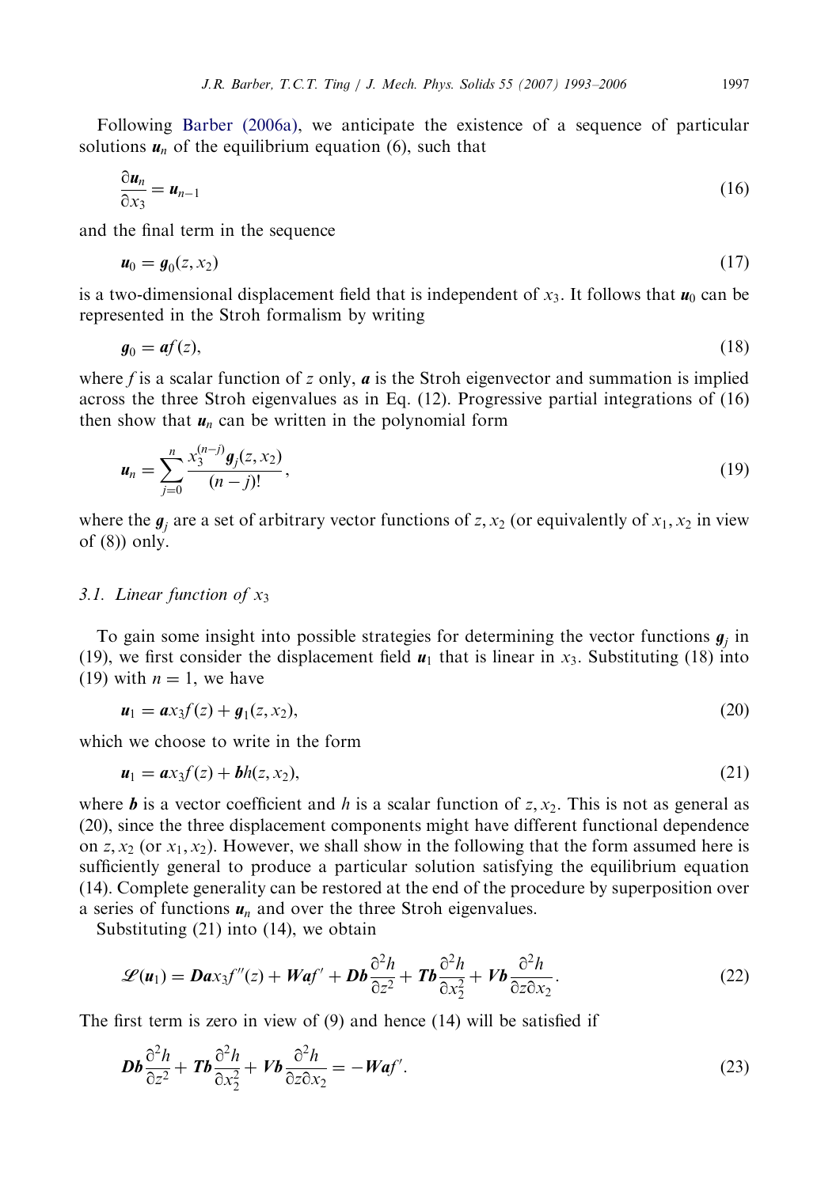Following Barber (2006a), we anticipate the existence of a sequence of particular solutions $\boldsymbol{u}_n$ of the equilibrium equation (6), such that

$$\frac{\partial \boldsymbol{u}_n}{\partial x_3} = \boldsymbol{u}_{n-1} \tag{16}$$

and the final term in the sequence

$$\boldsymbol{u}_0 = \boldsymbol{g}_0(z, x_2) \tag{17}$$

is a two-dimensional displacement field that is independent of $x_3$. It follows that $\boldsymbol{u}_0$ can be represented in the Stroh formalism by writing

$$\boldsymbol{g}_0 = \boldsymbol{a} f(z), \tag{18}$$

where $f$ is a scalar function of $z$ only, $\boldsymbol{a}$ is the Stroh eigenvector and summation is implied across the three Stroh eigenvalues as in Eq. (12). Progressive partial integrations of (16) then show that $\boldsymbol{u}_n$ can be written in the polynomial form

$$\boldsymbol{u}_n = \sum_{j=0}^{n} \frac{x_3^{(n-j)} \boldsymbol{g}_j(z, x_2)}{(n-j)!}, \tag{19}$$

where the $\boldsymbol{g}_j$ are a set of arbitrary vector functions of $z, x_2$ (or equivalently of $x_1, x_2$ in view of (8)) only.

### 3.1. Linear function of $x_3$

To gain some insight into possible strategies for determining the vector functions $\boldsymbol{g}_j$ in (19), we first consider the displacement field $\boldsymbol{u}_1$ that is linear in $x_3$. Substituting (18) into (19) with $n = 1$, we have

$$\boldsymbol{u}_1 = \boldsymbol{a} x_3 f(z) + \boldsymbol{g}_1(z, x_2), \tag{20}$$

which we choose to write in the form

$$\boldsymbol{u}_1 = \boldsymbol{a} x_3 f(z) + \boldsymbol{b} h(z, x_2), \tag{21}$$

where $\boldsymbol{b}$ is a vector coefficient and $h$ is a scalar function of $z, x_2$. This is not as general as (20), since the three displacement components might have different functional dependence on $z, x_2$ (or $x_1, x_2$). However, we shall show in the following that the form assumed here is sufficiently general to produce a particular solution satisfying the equilibrium equation (14). Complete generality can be restored at the end of the procedure by superposition over a series of functions $\boldsymbol{u}_n$ and over the three Stroh eigenvalues.

Substituting (21) into (14), we obtain

$$\mathscr{L}(\boldsymbol{u}_1) = \boldsymbol{D}\boldsymbol{a} x_3 f''(z) + \boldsymbol{W}\boldsymbol{a} f' + \boldsymbol{D}\boldsymbol{b}\frac{\partial^2 h}{\partial z^2} + \boldsymbol{T}\boldsymbol{b}\frac{\partial^2 h}{\partial x_2^2} + \boldsymbol{V}\boldsymbol{b}\frac{\partial^2 h}{\partial z \partial x_2}. \tag{22}$$

The first term is zero in view of (9) and hence (14) will be satisfied if

$$\boldsymbol{D}\boldsymbol{b}\frac{\partial^2 h}{\partial z^2} + \boldsymbol{T}\boldsymbol{b}\frac{\partial^2 h}{\partial x_2^2} + \boldsymbol{V}\boldsymbol{b}\frac{\partial^2 h}{\partial z \partial x_2} = -\boldsymbol{W}\boldsymbol{a} f'. \tag{23}$$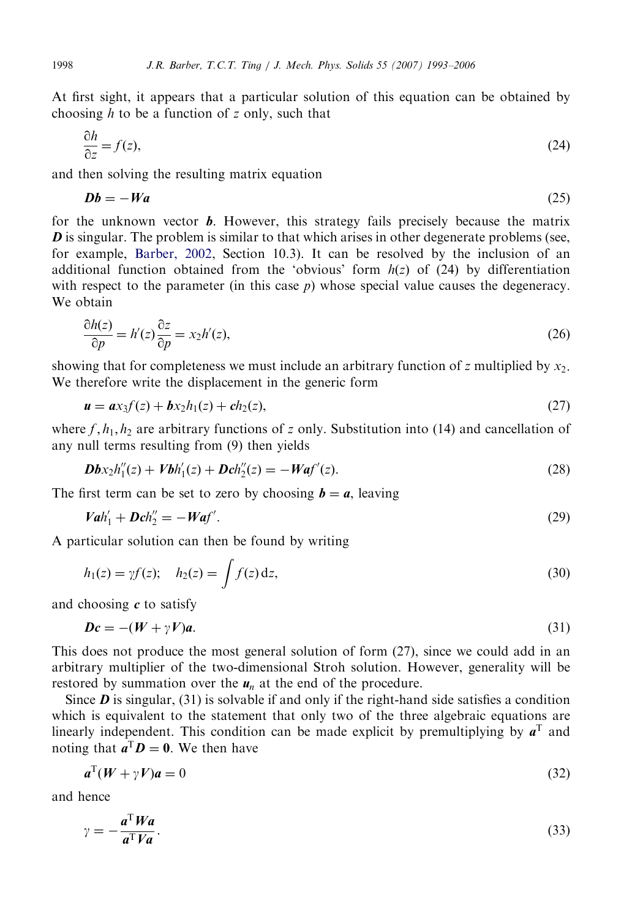At first sight, it appears that a particular solution of this equation can be obtained by choosing $h$ to be a function of $z$ only, such that

$$\frac{\partial h}{\partial z} = f(z), \tag{24}$$

and then solving the resulting matrix equation

$$\boldsymbol{D}\boldsymbol{b} = -\boldsymbol{W}\boldsymbol{a} \tag{25}$$

for the unknown vector $\boldsymbol{b}$. However, this strategy fails precisely because the matrix $\boldsymbol{D}$ is singular. The problem is similar to that which arises in other degenerate problems (see, for example, Barber, 2002, Section 10.3). It can be resolved by the inclusion of an additional function obtained from the 'obvious' form $h(z)$ of (24) by differentiation with respect to the parameter (in this case $p$) whose special value causes the degeneracy. We obtain

$$\frac{\partial h(z)}{\partial p} = h'(z)\frac{\partial z}{\partial p} = x_2 h'(z), \tag{26}$$

showing that for completeness we must include an arbitrary function of $z$ multiplied by $x_2$. We therefore write the displacement in the generic form

$$\boldsymbol{u} = \boldsymbol{a}x_3 f(z) + \boldsymbol{b}x_2 h_1(z) + \boldsymbol{c}h_2(z), \tag{27}$$

where $f, h_1, h_2$ are arbitrary functions of $z$ only. Substitution into (14) and cancellation of any null terms resulting from (9) then yields

$$\boldsymbol{D}\boldsymbol{b}x_2 h_1''(z) + \boldsymbol{V}\boldsymbol{b}h_1'(z) + \boldsymbol{D}\boldsymbol{c}h_2''(z) = -\boldsymbol{W}\boldsymbol{a}f'(z). \tag{28}$$

The first term can be set to zero by choosing $\boldsymbol{b} = \boldsymbol{a}$, leaving

$$\boldsymbol{V}\boldsymbol{a}h_1' + \boldsymbol{D}\boldsymbol{c}h_2'' = -\boldsymbol{W}\boldsymbol{a}f'. \tag{29}$$

A particular solution can then be found by writing

$$h_1(z) = \gamma f(z); \quad h_2(z) = \int f(z)\,\mathrm{d}z, \tag{30}$$

and choosing $\boldsymbol{c}$ to satisfy

$$\boldsymbol{D}\boldsymbol{c} = -(\boldsymbol{W} + \gamma\boldsymbol{V})\boldsymbol{a}. \tag{31}$$

This does not produce the most general solution of form (27), since we could add in an arbitrary multiplier of the two-dimensional Stroh solution. However, generality will be restored by summation over the $\boldsymbol{u}_n$ at the end of the procedure.

Since $\boldsymbol{D}$ is singular, (31) is solvable if and only if the right-hand side satisfies a condition which is equivalent to the statement that only two of the three algebraic equations are linearly independent. This condition can be made explicit by premultiplying by $\boldsymbol{a}^{\mathrm{T}}$ and noting that $\boldsymbol{a}^{\mathrm{T}}\boldsymbol{D} = \boldsymbol{0}$. We then have

$$\boldsymbol{a}^{\mathrm{T}}(\boldsymbol{W} + \gamma\boldsymbol{V})\boldsymbol{a} = 0 \tag{32}$$

and hence

$$\gamma = -\frac{\boldsymbol{a}^{\mathrm{T}}\boldsymbol{W}\boldsymbol{a}}{\boldsymbol{a}^{\mathrm{T}}\boldsymbol{V}\boldsymbol{a}}. \tag{33}$$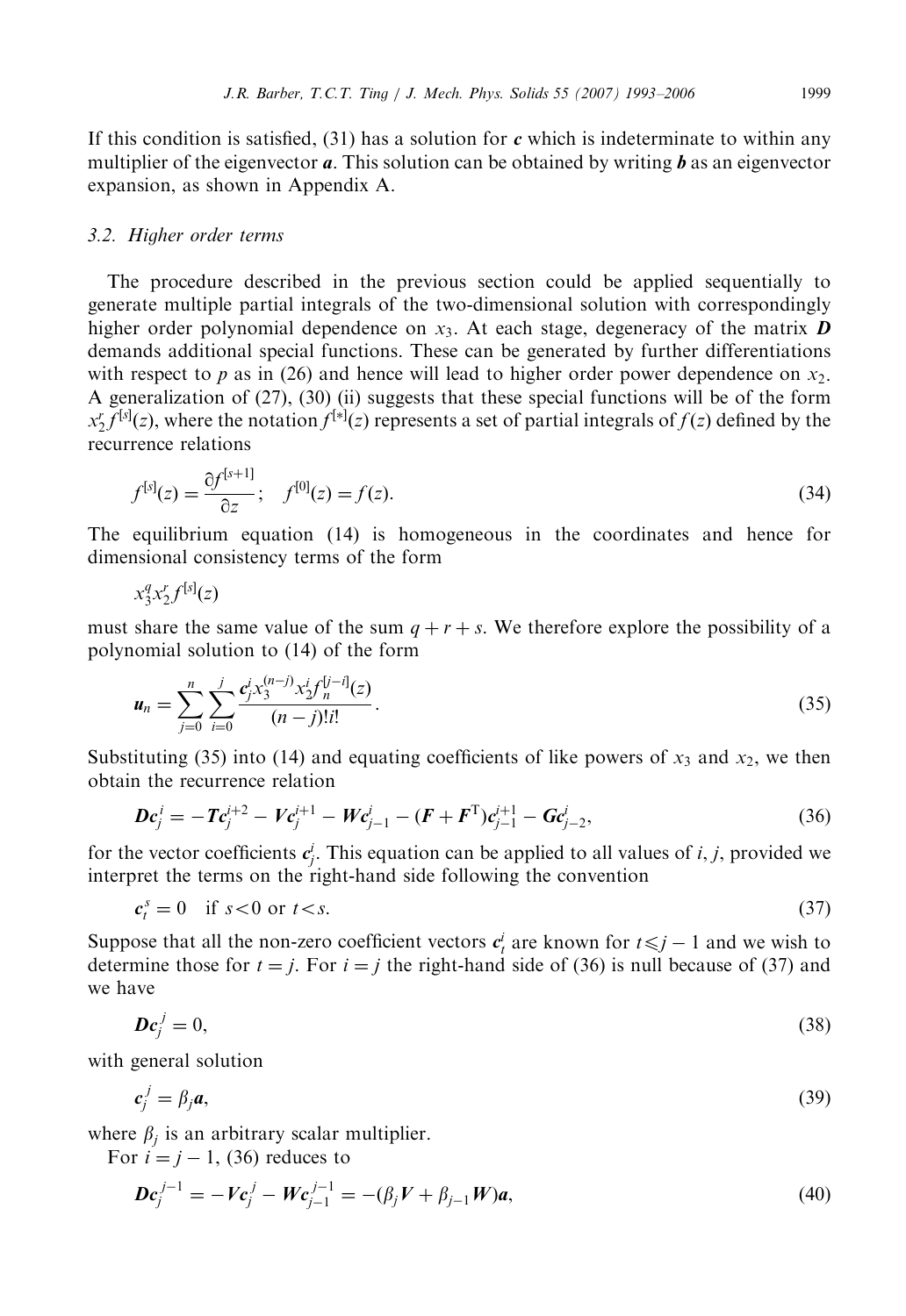If this condition is satisfied, (31) has a solution for $\boldsymbol{c}$ which is indeterminate to within any multiplier of the eigenvector $\boldsymbol{a}$. This solution can be obtained by writing $\boldsymbol{b}$ as an eigenvector expansion, as shown in Appendix A.

### 3.2. Higher order terms

The procedure described in the previous section could be applied sequentially to generate multiple partial integrals of the two-dimensional solution with correspondingly higher order polynomial dependence on $x_3$. At each stage, degeneracy of the matrix $\boldsymbol{D}$ demands additional special functions. These can be generated by further differentiations with respect to $p$ as in (26) and hence will lead to higher order power dependence on $x_2$. A generalization of (27), (30) (ii) suggests that these special functions will be of the form $x_2^r f^{[s]}(z)$, where the notation $f^{[*]}(z)$ represents a set of partial integrals of $f(z)$ defined by the recurrence relations

$$f^{[s]}(z) = \frac{\partial f^{[s+1]}}{\partial z}; \quad f^{[0]}(z) = f(z). \tag{34}$$

The equilibrium equation (14) is homogeneous in the coordinates and hence for dimensional consistency terms of the form

$$x_3^q x_2^r f^{[s]}(z)$$

must share the same value of the sum $q + r + s$. We therefore explore the possibility of a polynomial solution to (14) of the form

$$\boldsymbol{u}_n = \sum_{j=0}^{n} \sum_{i=0}^{j} \frac{\boldsymbol{c}_j^i x_3^{(n-j)} x_2^i f_n^{[j-i]}(z)}{(n-j)!i!}. \tag{35}$$

Substituting (35) into (14) and equating coefficients of like powers of $x_3$ and $x_2$, we then obtain the recurrence relation

$$\boldsymbol{D}\boldsymbol{c}_j^i = -\boldsymbol{T}\boldsymbol{c}_j^{i+2} - \boldsymbol{V}\boldsymbol{c}_j^{i+1} - \boldsymbol{W}\boldsymbol{c}_{j-1}^i - (\boldsymbol{F} + \boldsymbol{F}^{\mathrm{T}})\boldsymbol{c}_{j-1}^{i+1} - \boldsymbol{G}\boldsymbol{c}_{j-2}^i, \tag{36}$$

for the vector coefficients $\boldsymbol{c}_j^i$. This equation can be applied to all values of $i, j$, provided we interpret the terms on the right-hand side following the convention

$$\boldsymbol{c}_t^s = 0 \quad \text{if } s < 0 \text{ or } t < s. \tag{37}$$

Suppose that all the non-zero coefficient vectors $\boldsymbol{c}_t^i$ are known for $t \leqslant j - 1$ and we wish to determine those for $t = j$. For $i = j$ the right-hand side of (36) is null because of (37) and we have

$$\boldsymbol{D}\boldsymbol{c}_j^j = 0, \tag{38}$$

with general solution

$$\boldsymbol{c}_j^j = \beta_j \boldsymbol{a}, \tag{39}$$

where $\beta_j$ is an arbitrary scalar multiplier.

For $i = j - 1$, (36) reduces to

$$\boldsymbol{D}\boldsymbol{c}_j^{j-1} = -\boldsymbol{V}\boldsymbol{c}_j^j - \boldsymbol{W}\boldsymbol{c}_{j-1}^{j-1} = -(\beta_j \boldsymbol{V} + \beta_{j-1}\boldsymbol{W})\boldsymbol{a}, \tag{40}$$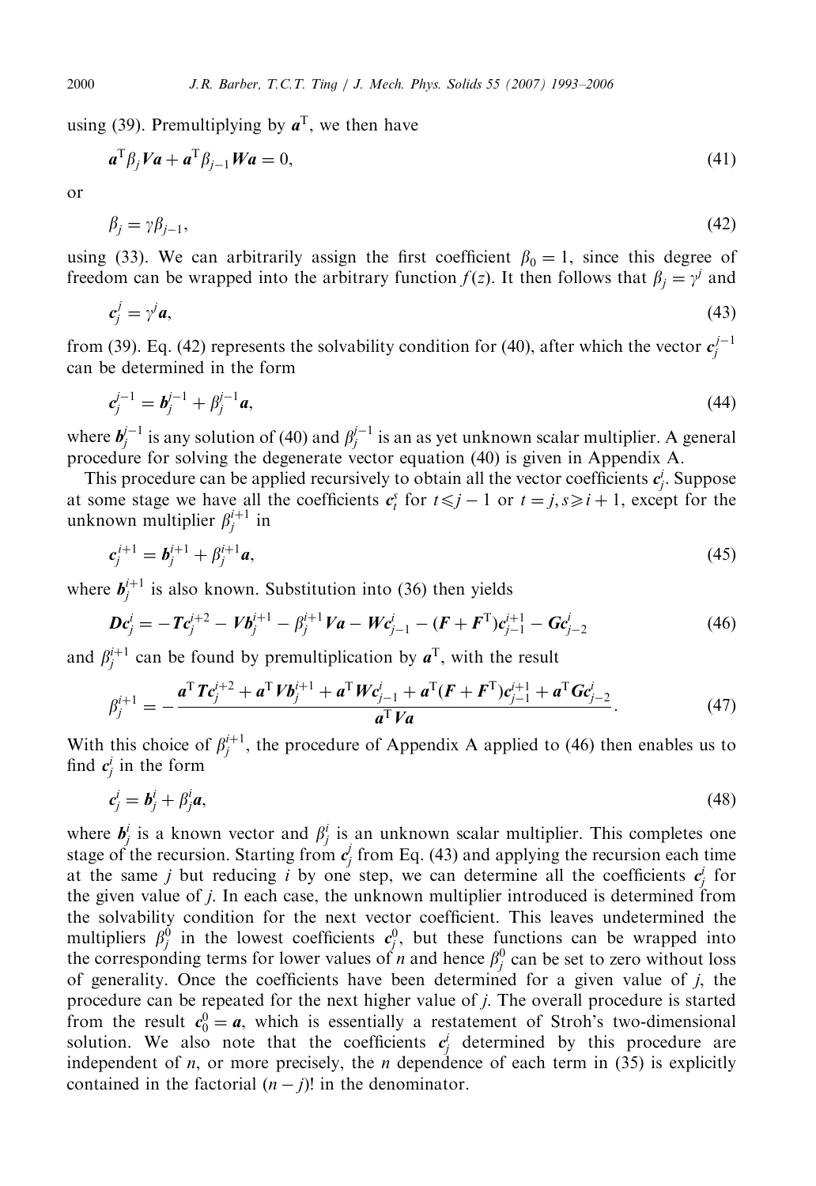using (39). Premultiplying by $\boldsymbol{a}^{\mathrm{T}}$, we then have

$$\boldsymbol{a}^{\mathrm{T}}\beta_j \boldsymbol{V}\boldsymbol{a} + \boldsymbol{a}^{\mathrm{T}}\beta_{j-1}\boldsymbol{W}\boldsymbol{a} = 0, \tag{41}$$

or

$$\beta_j = \gamma\beta_{j-1}, \tag{42}$$

using (33). We can arbitrarily assign the first coefficient $\beta_0 = 1$, since this degree of freedom can be wrapped into the arbitrary function $f(z)$. It then follows that $\beta_j = \gamma^j$ and

$$\boldsymbol{c}_j^j = \gamma^j \boldsymbol{a}, \tag{43}$$

from (39). Eq. (42) represents the solvability condition for (40), after which the vector $\boldsymbol{c}_j^{j-1}$ can be determined in the form

$$\boldsymbol{c}_j^{j-1} = \boldsymbol{b}_j^{j-1} + \beta_j^{j-1}\boldsymbol{a}, \tag{44}$$

where $\boldsymbol{b}_j^{j-1}$ is any solution of (40) and $\beta_j^{j-1}$ is an as yet unknown scalar multiplier. A general procedure for solving the degenerate vector equation (40) is given in Appendix A.

This procedure can be applied recursively to obtain all the vector coefficients $\boldsymbol{c}_j^i$. Suppose at some stage we have all the coefficients $\boldsymbol{c}_t^s$ for $t \leqslant j-1$ or $t = j, s \geqslant i+1$, except for the unknown multiplier $\beta_j^{i+1}$ in

$$\boldsymbol{c}_j^{i+1} = \boldsymbol{b}_j^{i+1} + \beta_j^{i+1}\boldsymbol{a}, \tag{45}$$

where $\boldsymbol{b}_j^{i+1}$ is also known. Substitution into (36) then yields

$$\boldsymbol{D}\boldsymbol{c}_j^i = -\boldsymbol{T}\boldsymbol{c}_j^{i+2} - \boldsymbol{V}\boldsymbol{b}_j^{i+1} - \beta_j^{i+1}\boldsymbol{V}\boldsymbol{a} - \boldsymbol{W}\boldsymbol{c}_{j-1}^i - (\boldsymbol{F}+\boldsymbol{F}^{\mathrm{T}})\boldsymbol{c}_{j-1}^{i+1} - \boldsymbol{G}\boldsymbol{c}_{j-2}^i \tag{46}$$

and $\beta_j^{i+1}$ can be found by premultiplication by $\boldsymbol{a}^{\mathrm{T}}$, with the result

$$\beta_j^{i+1} = -\frac{\boldsymbol{a}^{\mathrm{T}}\boldsymbol{T}\boldsymbol{c}_j^{i+2} + \boldsymbol{a}^{\mathrm{T}}\boldsymbol{V}\boldsymbol{b}_j^{i+1} + \boldsymbol{a}^{\mathrm{T}}\boldsymbol{W}\boldsymbol{c}_{j-1}^i + \boldsymbol{a}^{\mathrm{T}}(\boldsymbol{F}+\boldsymbol{F}^{\mathrm{T}})\boldsymbol{c}_{j-1}^{i+1} + \boldsymbol{a}^{\mathrm{T}}\boldsymbol{G}\boldsymbol{c}_{j-2}^i}{\boldsymbol{a}^{\mathrm{T}}\boldsymbol{V}\boldsymbol{a}}. \tag{47}$$

With this choice of $\beta_j^{i+1}$, the procedure of Appendix A applied to (46) then enables us to find $\boldsymbol{c}_j^i$ in the form

$$\boldsymbol{c}_j^i = \boldsymbol{b}_j^i + \beta_j^i \boldsymbol{a}, \tag{48}$$

where $\boldsymbol{b}_j^i$ is a known vector and $\beta_j^i$ is an unknown scalar multiplier. This completes one stage of the recursion. Starting from $\boldsymbol{c}_j^j$ from Eq. (43) and applying the recursion each time at the same $j$ but reducing $i$ by one step, we can determine all the coefficients $\boldsymbol{c}_j^i$ for the given value of $j$. In each case, the unknown multiplier introduced is determined from the solvability condition for the next vector coefficient. This leaves undetermined the multipliers $\beta_j^0$ in the lowest coefficients $\boldsymbol{c}_j^0$, but these functions can be wrapped into the corresponding terms for lower values of $n$ and hence $\beta_j^0$ can be set to zero without loss of generality. Once the coefficients have been determined for a given value of $j$, the procedure can be repeated for the next higher value of $j$. The overall procedure is started from the result $\boldsymbol{c}_0^0 = \boldsymbol{a}$, which is essentially a restatement of Stroh's two-dimensional solution. We also note that the coefficients $\boldsymbol{c}_j^i$ determined by this procedure are independent of $n$, or more precisely, the $n$ dependence of each term in (35) is explicitly contained in the factorial $(n-j)!$ in the denominator.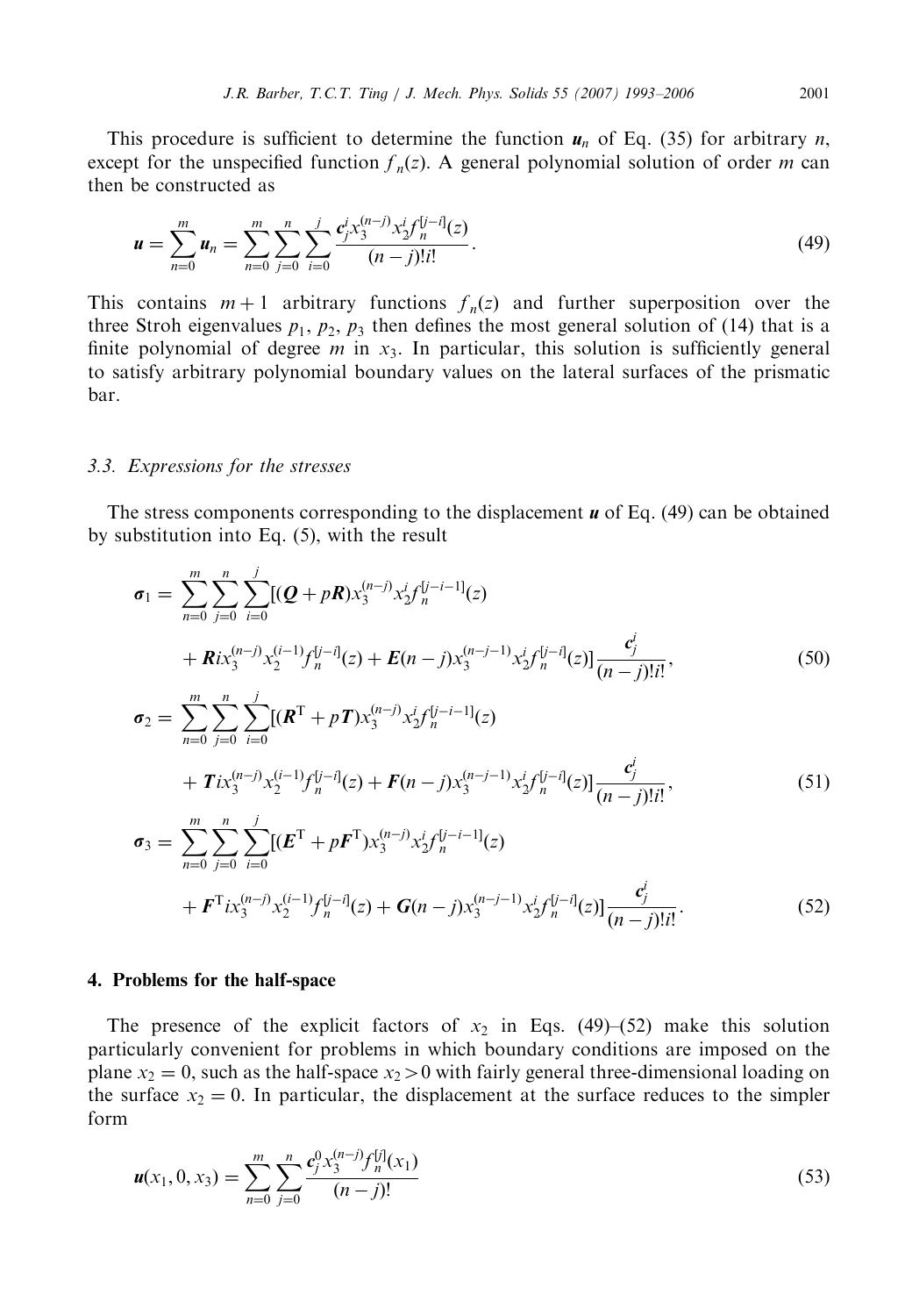This procedure is sufficient to determine the function $\boldsymbol{u}_n$ of Eq. (35) for arbitrary $n$, except for the unspecified function $f_n(z)$. A general polynomial solution of order $m$ can then be constructed as

$$\boldsymbol{u} = \sum_{n=0}^{m} \boldsymbol{u}_n = \sum_{n=0}^{m} \sum_{j=0}^{n} \sum_{i=0}^{j} \frac{\boldsymbol{c}_j^i x_3^{(n-j)} x_2^i f_n^{[j-i]}(z)}{(n-j)!i!}. \tag{49}$$

This contains $m+1$ arbitrary functions $f_n(z)$ and further superposition over the three Stroh eigenvalues $p_1$, $p_2$, $p_3$ then defines the most general solution of (14) that is a finite polynomial of degree $m$ in $x_3$. In particular, this solution is sufficiently general to satisfy arbitrary polynomial boundary values on the lateral surfaces of the prismatic bar.

### 3.3. Expressions for the stresses

The stress components corresponding to the displacement $\boldsymbol{u}$ of Eq. (49) can be obtained by substitution into Eq. (5), with the result

$$\begin{aligned}\boldsymbol{\sigma}_1 = &\sum_{n=0}^{m} \sum_{j=0}^{n} \sum_{i=0}^{j} [(\boldsymbol{Q} + p\boldsymbol{R}) x_3^{(n-j)} x_2^i f_n^{[j-i-1]}(z) \\ &+ \boldsymbol{R} i x_3^{(n-j)} x_2^{(i-1)} f_n^{[j-i]}(z) + \boldsymbol{E}(n-j) x_3^{(n-j-1)} x_2^i f_n^{[j-i]}(z)] \frac{\boldsymbol{c}_j^i}{(n-j)!i!},\end{aligned} \tag{50}$$

$$\begin{aligned}\boldsymbol{\sigma}_2 = &\sum_{n=0}^{m} \sum_{j=0}^{n} \sum_{i=0}^{j} [(\boldsymbol{R}^{\mathrm{T}} + p\boldsymbol{T}) x_3^{(n-j)} x_2^i f_n^{[j-i-1]}(z) \\ &+ \boldsymbol{T} i x_3^{(n-j)} x_2^{(i-1)} f_n^{[j-i]}(z) + \boldsymbol{F}(n-j) x_3^{(n-j-1)} x_2^i f_n^{[j-i]}(z)] \frac{\boldsymbol{c}_j^i}{(n-j)!i!},\end{aligned} \tag{51}$$

$$\begin{aligned}\boldsymbol{\sigma}_3 = &\sum_{n=0}^{m} \sum_{j=0}^{n} \sum_{i=0}^{j} [(\boldsymbol{E}^{\mathrm{T}} + p\boldsymbol{F}^{\mathrm{T}}) x_3^{(n-j)} x_2^i f_n^{[j-i-1]}(z) \\ &+ \boldsymbol{F}^{\mathrm{T}} i x_3^{(n-j)} x_2^{(i-1)} f_n^{[j-i]}(z) + \boldsymbol{G}(n-j) x_3^{(n-j-1)} x_2^i f_n^{[j-i]}(z)] \frac{\boldsymbol{c}_j^i}{(n-j)!i!}.\end{aligned} \tag{52}$$

## 4. Problems for the half-space

The presence of the explicit factors of $x_2$ in Eqs. (49)–(52) make this solution particularly convenient for problems in which boundary conditions are imposed on the plane $x_2 = 0$, such as the half-space $x_2 > 0$ with fairly general three-dimensional loading on the surface $x_2 = 0$. In particular, the displacement at the surface reduces to the simpler form

$$\boldsymbol{u}(x_1, 0, x_3) = \sum_{n=0}^{m} \sum_{j=0}^{n} \frac{\boldsymbol{c}_j^0 x_3^{(n-j)} f_n^{[j]}(x_1)}{(n-j)!} \tag{53}$$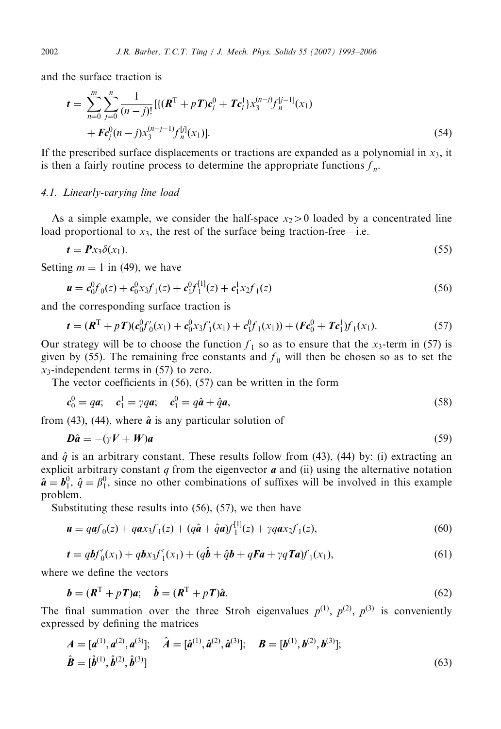and the surface traction is

$$
\boldsymbol{t} = \sum_{n=0}^{m} \sum_{j=0}^{n} \frac{1}{(n-j)!} [\{(\boldsymbol{R}^{\mathrm{T}} + p\boldsymbol{T})\boldsymbol{c}_j^0 + \boldsymbol{T}\boldsymbol{c}_j^1\} x_3^{(n-j)} f_n^{[j-1]}(x_1) + \boldsymbol{F}\boldsymbol{c}_j^0 (n-j) x_3^{(n-j-1)} f_n^{[j]}(x_1)]. \tag{54}
$$

If the prescribed surface displacements or tractions are expanded as a polynomial in $x_3$, it is then a fairly routine process to determine the appropriate functions $f_n$.

### 4.1. Linearly-varying line load

As a simple example, we consider the half-space $x_2 > 0$ loaded by a concentrated line load proportional to $x_3$, the rest of the surface being traction-free—i.e.

$$
\boldsymbol{t} = \boldsymbol{P} x_3 \delta(x_1). \tag{55}
$$

Setting $m = 1$ in (49), we have

$$
\boldsymbol{u} = \boldsymbol{c}_0^0 f_0(z) + \boldsymbol{c}_0^0 x_3 f_1(z) + \boldsymbol{c}_1^0 f_1^{[1]}(z) + \boldsymbol{c}_1^1 x_2 f_1(z) \tag{56}
$$

and the corresponding surface traction is

$$
\boldsymbol{t} = (\boldsymbol{R}^{\mathrm{T}} + p\boldsymbol{T})(\boldsymbol{c}_0^0 f_0'(x_1) + \boldsymbol{c}_0^0 x_3 f_1'(x_1) + \boldsymbol{c}_1^0 f_1(x_1)) + (\boldsymbol{F}\boldsymbol{c}_0^0 + \boldsymbol{T}\boldsymbol{c}_1^1) f_1(x_1). \tag{57}
$$

Our strategy will be to choose the function $f_1$ so as to ensure that the $x_3$-term in (57) is given by (55). The remaining free constants and $f_0$ will then be chosen so as to set the $x_3$-independent terms in (57) to zero.

The vector coefficients in (56), (57) can be written in the form

$$
\boldsymbol{c}_0^0 = q\boldsymbol{a}; \quad \boldsymbol{c}_1^1 = \gamma q \boldsymbol{a}; \quad \boldsymbol{c}_1^0 = q\hat{\boldsymbol{a}} + \hat{q}\boldsymbol{a}, \tag{58}
$$

from (43), (44), where $\hat{\boldsymbol{a}}$ is any particular solution of

$$
\boldsymbol{D}\hat{\boldsymbol{a}} = -(\gamma \boldsymbol{V} + \boldsymbol{W})\boldsymbol{a} \tag{59}
$$

and $\hat{q}$ is an arbitrary constant. These results follow from (43), (44) by: (i) extracting an explicit arbitrary constant $q$ from the eigenvector $\boldsymbol{a}$ and (ii) using the alternative notation $\hat{\boldsymbol{a}} = \boldsymbol{b}_1^0$, $\hat{q} = \beta_1^0$, since no other combinations of suffixes will be involved in this example problem.

Substituting these results into (56), (57), we then have

$$
\boldsymbol{u} = q\boldsymbol{a} f_0(z) + q\boldsymbol{a} x_3 f_1(z) + (q\hat{\boldsymbol{a}} + \hat{q}\boldsymbol{a}) f_1^{[1]}(z) + \gamma q \boldsymbol{a} x_2 f_1(z), \tag{60}
$$

$$
\boldsymbol{t} = q\boldsymbol{b} f_0'(x_1) + q\boldsymbol{b} x_3 f_1'(x_1) + (q\hat{\boldsymbol{b}} + \hat{q}\boldsymbol{b} + q\boldsymbol{F}\boldsymbol{a} + \gamma q \boldsymbol{T}\boldsymbol{a}) f_1(x_1), \tag{61}
$$

where we define the vectors

$$
\boldsymbol{b} = (\boldsymbol{R}^{\mathrm{T}} + p\boldsymbol{T})\boldsymbol{a}; \quad \hat{\boldsymbol{b}} = (\boldsymbol{R}^{\mathrm{T}} + p\boldsymbol{T})\hat{\boldsymbol{a}}. \tag{62}
$$

The final summation over the three Stroh eigenvalues $p^{(1)}$, $p^{(2)}$, $p^{(3)}$ is conveniently expressed by defining the matrices

$$
\boldsymbol{A} = [\boldsymbol{a}^{(1)}, \boldsymbol{a}^{(2)}, \boldsymbol{a}^{(3)}]; \quad \hat{\boldsymbol{A}} = [\hat{\boldsymbol{a}}^{(1)}, \hat{\boldsymbol{a}}^{(2)}, \hat{\boldsymbol{a}}^{(3)}]; \quad \boldsymbol{B} = [\boldsymbol{b}^{(1)}, \boldsymbol{b}^{(2)}, \boldsymbol{b}^{(3)}];
$$
$$
\hat{\boldsymbol{B}} = [\hat{\boldsymbol{b}}^{(1)}, \hat{\boldsymbol{b}}^{(2)}, \hat{\boldsymbol{b}}^{(3)}] \tag{63}
$$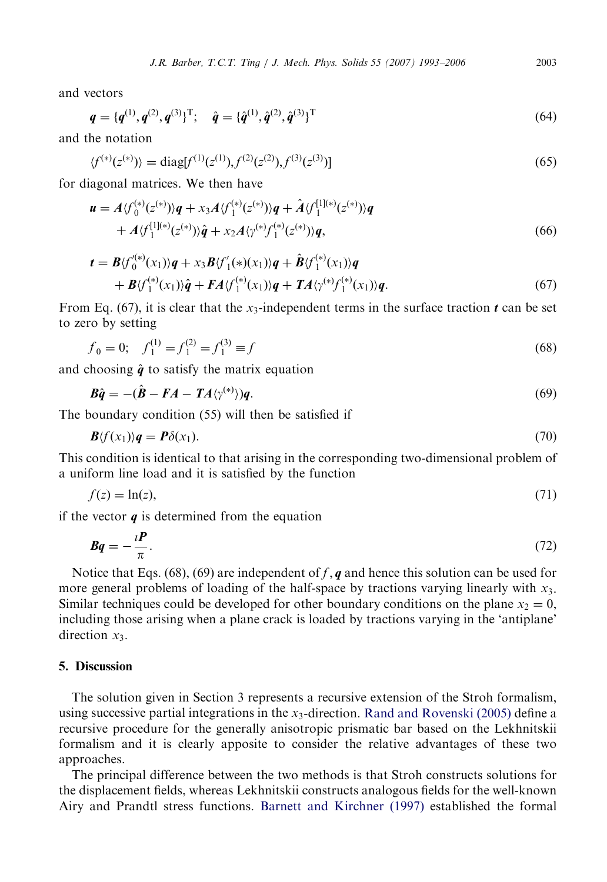and vectors

$$\boldsymbol{q} = \{\boldsymbol{q}^{(1)}, \boldsymbol{q}^{(2)}, \boldsymbol{q}^{(3)}\}^{\mathrm{T}}; \quad \hat{\boldsymbol{q}} = \{\hat{\boldsymbol{q}}^{(1)}, \hat{\boldsymbol{q}}^{(2)}, \hat{\boldsymbol{q}}^{(3)}\}^{\mathrm{T}} \tag{64}$$

and the notation

$$\langle f^{(*)}(z^{(*)})\rangle = \mathrm{diag}[f^{(1)}(z^{(1)}), f^{(2)}(z^{(2)}), f^{(3)}(z^{(3)})] \tag{65}$$

for diagonal matrices. We then have

$$\begin{aligned}\boldsymbol{u} = {} & \boldsymbol{A}\langle f_0^{(*)}(z^{(*)})\rangle\boldsymbol{q} + x_3\boldsymbol{A}\langle f_1^{(*)}(z^{(*)})\rangle\boldsymbol{q} + \hat{\boldsymbol{A}}\langle f_1^{[1](*)}(z^{(*)})\rangle\boldsymbol{q} \\ & + \boldsymbol{A}\langle f_1^{[1](*)}(z^{(*)})\rangle\hat{\boldsymbol{q}} + x_2\boldsymbol{A}\langle \gamma^{(*)} f_1^{(*)}(z^{(*)})\rangle\boldsymbol{q},\end{aligned} \tag{66}$$

$$\begin{aligned}\boldsymbol{t} = {} & \boldsymbol{B}\langle f_0'^{(*)}(x_1)\rangle\boldsymbol{q} + x_3\boldsymbol{B}\langle f_1'(*)(x_1)\rangle\boldsymbol{q} + \hat{\boldsymbol{B}}\langle f_1^{(*)}(x_1)\rangle\boldsymbol{q} \\ & + \boldsymbol{B}\langle f_1^{(*)}(x_1)\rangle\hat{\boldsymbol{q}} + \boldsymbol{F}\boldsymbol{A}\langle f_1^{(*)}(x_1)\rangle\boldsymbol{q} + \boldsymbol{T}\boldsymbol{A}\langle \gamma^{(*)} f_1^{(*)}(x_1)\rangle\boldsymbol{q}.\end{aligned} \tag{67}$$

From Eq. (67), it is clear that the $x_3$-independent terms in the surface traction $\boldsymbol{t}$ can be set to zero by setting

$$f_0 = 0; \quad f_1^{(1)} = f_1^{(2)} = f_1^{(3)} \equiv f \tag{68}$$

and choosing $\hat{\boldsymbol{q}}$ to satisfy the matrix equation

$$\boldsymbol{B}\hat{\boldsymbol{q}} = -(\hat{\boldsymbol{B}} - \boldsymbol{F}\boldsymbol{A} - \boldsymbol{T}\boldsymbol{A}\langle\gamma^{(*)}\rangle)\boldsymbol{q}. \tag{69}$$

The boundary condition (55) will then be satisfied if

$$\boldsymbol{B}\langle f(x_1)\rangle\boldsymbol{q} = \boldsymbol{P}\delta(x_1). \tag{70}$$

This condition is identical to that arising in the corresponding two-dimensional problem of a uniform line load and it is satisfied by the function

$$f(z) = \ln(z), \tag{71}$$

if the vector $\boldsymbol{q}$ is determined from the equation

$$\boldsymbol{B}\boldsymbol{q} = -\frac{\imath\boldsymbol{P}}{\pi}. \tag{72}$$

Notice that Eqs. (68), (69) are independent of $f, \boldsymbol{q}$ and hence this solution can be used for more general problems of loading of the half-space by tractions varying linearly with $x_3$. Similar techniques could be developed for other boundary conditions on the plane $x_2 = 0$, including those arising when a plane crack is loaded by tractions varying in the 'antiplane' direction $x_3$.

## 5. Discussion

The solution given in Section 3 represents a recursive extension of the Stroh formalism, using successive partial integrations in the $x_3$-direction. Rand and Rovenski (2005) define a recursive procedure for the generally anisotropic prismatic bar based on the Lekhnitskii formalism and it is clearly apposite to consider the relative advantages of these two approaches.

The principal difference between the two methods is that Stroh constructs solutions for the displacement fields, whereas Lekhnitskii constructs analogous fields for the well-known Airy and Prandtl stress functions. Barnett and Kirchner (1997) established the formal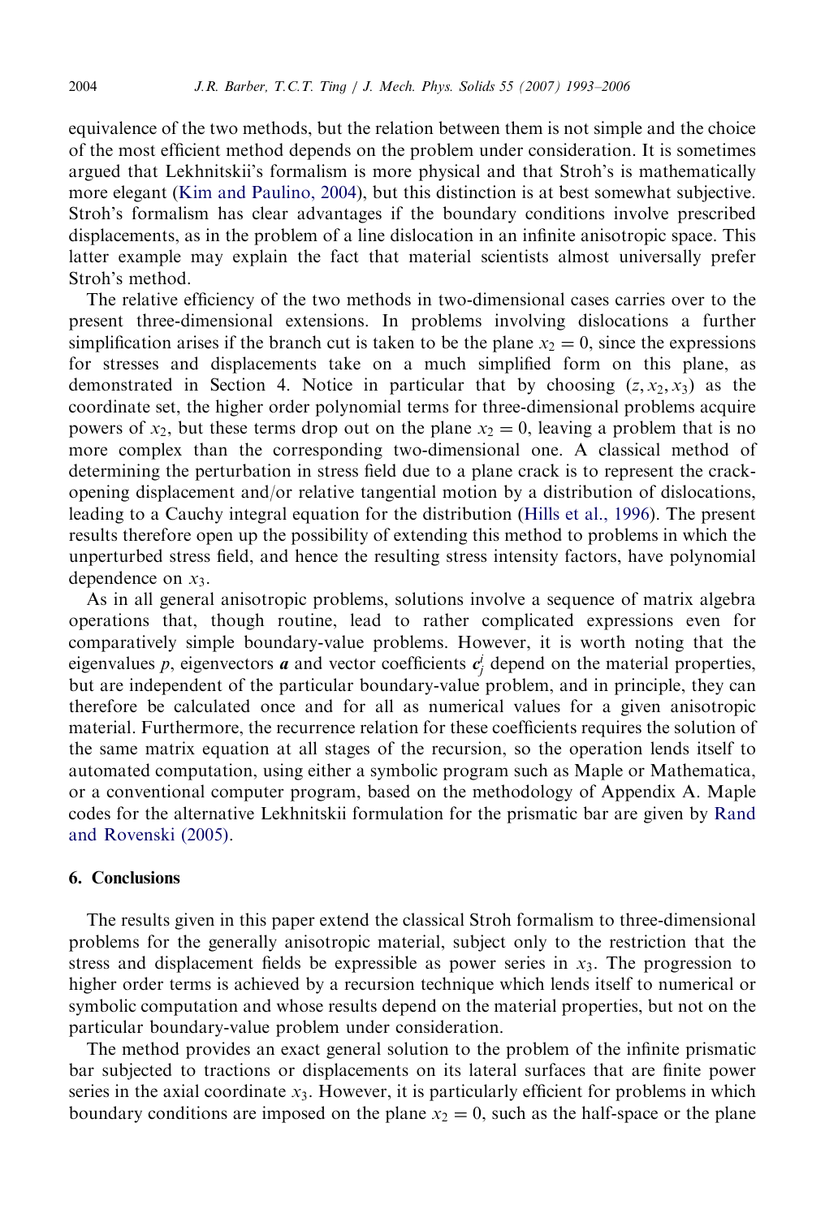equivalence of the two methods, but the relation between them is not simple and the choice of the most efficient method depends on the problem under consideration. It is sometimes argued that Lekhnitskii's formalism is more physical and that Stroh's is mathematically more elegant (Kim and Paulino, 2004), but this distinction is at best somewhat subjective. Stroh's formalism has clear advantages if the boundary conditions involve prescribed displacements, as in the problem of a line dislocation in an infinite anisotropic space. This latter example may explain the fact that material scientists almost universally prefer Stroh's method.

The relative efficiency of the two methods in two-dimensional cases carries over to the present three-dimensional extensions. In problems involving dislocations a further simplification arises if the branch cut is taken to be the plane $x_2 = 0$, since the expressions for stresses and displacements take on a much simplified form on this plane, as demonstrated in Section 4. Notice in particular that by choosing $(z, x_2, x_3)$ as the coordinate set, the higher order polynomial terms for three-dimensional problems acquire powers of $x_2$, but these terms drop out on the plane $x_2 = 0$, leaving a problem that is no more complex than the corresponding two-dimensional one. A classical method of determining the perturbation in stress field due to a plane crack is to represent the crack-opening displacement and/or relative tangential motion by a distribution of dislocations, leading to a Cauchy integral equation for the distribution (Hills et al., 1996). The present results therefore open up the possibility of extending this method to problems in which the unperturbed stress field, and hence the resulting stress intensity factors, have polynomial dependence on $x_3$.

As in all general anisotropic problems, solutions involve a sequence of matrix algebra operations that, though routine, lead to rather complicated expressions even for comparatively simple boundary-value problems. However, it is worth noting that the eigenvalues $p$, eigenvectors $\boldsymbol{a}$ and vector coefficients $\boldsymbol{c}_j^i$ depend on the material properties, but are independent of the particular boundary-value problem, and in principle, they can therefore be calculated once and for all as numerical values for a given anisotropic material. Furthermore, the recurrence relation for these coefficients requires the solution of the same matrix equation at all stages of the recursion, so the operation lends itself to automated computation, using either a symbolic program such as Maple or Mathematica, or a conventional computer program, based on the methodology of Appendix A. Maple codes for the alternative Lekhnitskii formulation for the prismatic bar are given by Rand and Rovenski (2005).

## 6. Conclusions

The results given in this paper extend the classical Stroh formalism to three-dimensional problems for the generally anisotropic material, subject only to the restriction that the stress and displacement fields be expressible as power series in $x_3$. The progression to higher order terms is achieved by a recursion technique which lends itself to numerical or symbolic computation and whose results depend on the material properties, but not on the particular boundary-value problem under consideration.

The method provides an exact general solution to the problem of the infinite prismatic bar subjected to tractions or displacements on its lateral surfaces that are finite power series in the axial coordinate $x_3$. However, it is particularly efficient for problems in which boundary conditions are imposed on the plane $x_2 = 0$, such as the half-space or the plane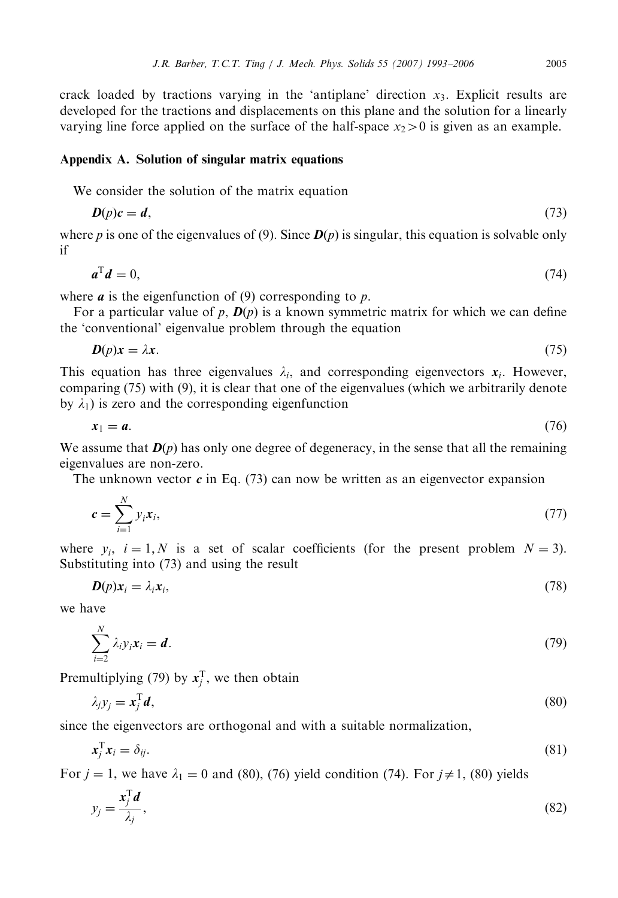crack loaded by tractions varying in the 'antiplane' direction $x_3$. Explicit results are developed for the tractions and displacements on this plane and the solution for a linearly varying line force applied on the surface of the half-space $x_2 > 0$ is given as an example.

## Appendix A. Solution of singular matrix equations

We consider the solution of the matrix equation

$$\boldsymbol{D}(p)\boldsymbol{c} = \boldsymbol{d}, \tag{73}$$

where $p$ is one of the eigenvalues of (9). Since $\boldsymbol{D}(p)$ is singular, this equation is solvable only if

$$\boldsymbol{a}^{\mathrm{T}}\boldsymbol{d} = 0, \tag{74}$$

where $\boldsymbol{a}$ is the eigenfunction of (9) corresponding to $p$.

For a particular value of $p$, $\boldsymbol{D}(p)$ is a known symmetric matrix for which we can define the 'conventional' eigenvalue problem through the equation

$$\boldsymbol{D}(p)\boldsymbol{x} = \lambda\boldsymbol{x}. \tag{75}$$

This equation has three eigenvalues $\lambda_i$, and corresponding eigenvectors $\boldsymbol{x}_i$. However, comparing (75) with (9), it is clear that one of the eigenvalues (which we arbitrarily denote by $\lambda_1$) is zero and the corresponding eigenfunction

$$\boldsymbol{x}_1 = \boldsymbol{a}. \tag{76}$$

We assume that $\boldsymbol{D}(p)$ has only one degree of degeneracy, in the sense that all the remaining eigenvalues are non-zero.

The unknown vector $\boldsymbol{c}$ in Eq. (73) can now be written as an eigenvector expansion

$$\boldsymbol{c} = \sum_{i=1}^{N} y_i \boldsymbol{x}_i, \tag{77}$$

where $y_i$, $i = 1, N$ is a set of scalar coefficients (for the present problem $N = 3$). Substituting into (73) and using the result

$$\boldsymbol{D}(p)\boldsymbol{x}_i = \lambda_i \boldsymbol{x}_i, \tag{78}$$

we have

$$\sum_{i=2}^{N} \lambda_i y_i \boldsymbol{x}_i = \boldsymbol{d}. \tag{79}$$

Premultiplying (79) by $\boldsymbol{x}_j^{\mathrm{T}}$, we then obtain

$$\lambda_j y_j = \boldsymbol{x}_j^{\mathrm{T}}\boldsymbol{d}, \tag{80}$$

since the eigenvectors are orthogonal and with a suitable normalization,

$$\boldsymbol{x}_j^{\mathrm{T}}\boldsymbol{x}_i = \delta_{ij}. \tag{81}$$

For $j = 1$, we have $\lambda_1 = 0$ and (80), (76) yield condition (74). For $j \neq 1$, (80) yields

$$y_j = \frac{\boldsymbol{x}_j^{\mathrm{T}}\boldsymbol{d}}{\lambda_j}, \tag{82}$$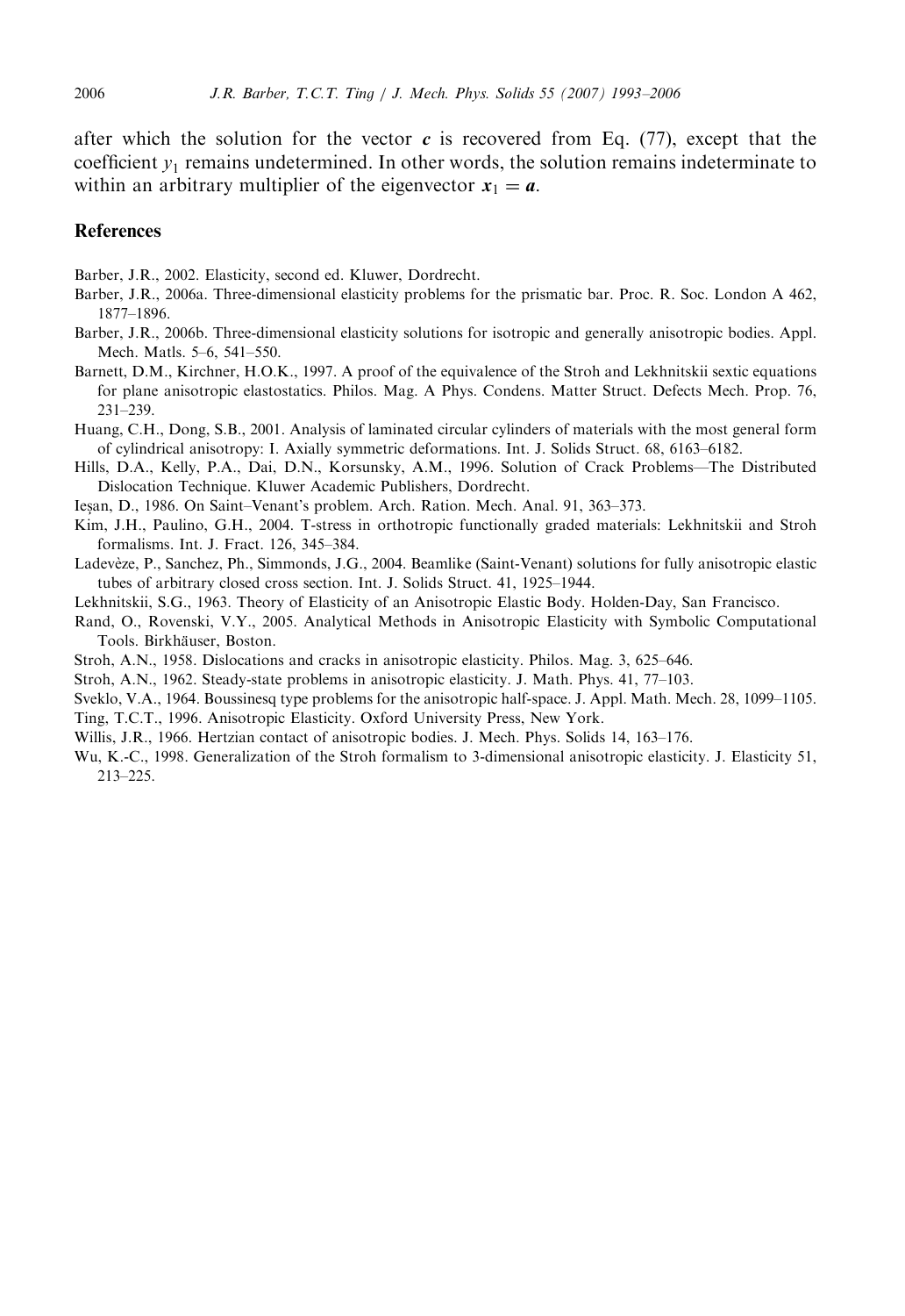after which the solution for the vector $\boldsymbol{c}$ is recovered from Eq. (77), except that the coefficient $y_1$ remains undetermined. In other words, the solution remains indeterminate to within an arbitrary multiplier of the eigenvector $\boldsymbol{x}_1 = \boldsymbol{a}$.

## References

Barber, J.R., 2002. Elasticity, second ed. Kluwer, Dordrecht.

Barber, J.R., 2006a. Three-dimensional elasticity problems for the prismatic bar. Proc. R. Soc. London A 462, 1877–1896.

Barber, J.R., 2006b. Three-dimensional elasticity solutions for isotropic and generally anisotropic bodies. Appl. Mech. Matls. 5–6, 541–550.

Barnett, D.M., Kirchner, H.O.K., 1997. A proof of the equivalence of the Stroh and Lekhnitskii sextic equations for plane anisotropic elastostatics. Philos. Mag. A Phys. Condens. Matter Struct. Defects Mech. Prop. 76, 231–239.

Huang, C.H., Dong, S.B., 2001. Analysis of laminated circular cylinders of materials with the most general form of cylindrical anisotropy: I. Axially symmetric deformations. Int. J. Solids Struct. 68, 6163–6182.

Hills, D.A., Kelly, P.A., Dai, D.N., Korsunsky, A.M., 1996. Solution of Crack Problems—The Distributed Dislocation Technique. Kluwer Academic Publishers, Dordrecht.

Ieşan, D., 1986. On Saint–Venant's problem. Arch. Ration. Mech. Anal. 91, 363–373.

Kim, J.H., Paulino, G.H., 2004. T-stress in orthotropic functionally graded materials: Lekhnitskii and Stroh formalisms. Int. J. Fract. 126, 345–384.

Ladevèze, P., Sanchez, Ph., Simmonds, J.G., 2004. Beamlike (Saint-Venant) solutions for fully anisotropic elastic tubes of arbitrary closed cross section. Int. J. Solids Struct. 41, 1925–1944.

Lekhnitskii, S.G., 1963. Theory of Elasticity of an Anisotropic Elastic Body. Holden-Day, San Francisco.

Rand, O., Rovenski, V.Y., 2005. Analytical Methods in Anisotropic Elasticity with Symbolic Computational Tools. Birkhäuser, Boston.

Stroh, A.N., 1958. Dislocations and cracks in anisotropic elasticity. Philos. Mag. 3, 625–646.

Stroh, A.N., 1962. Steady-state problems in anisotropic elasticity. J. Math. Phys. 41, 77–103.

Sveklo, V.A., 1964. Boussinesq type problems for the anisotropic half-space. J. Appl. Math. Mech. 28, 1099–1105.

Ting, T.C.T., 1996. Anisotropic Elasticity. Oxford University Press, New York.

Willis, J.R., 1966. Hertzian contact of anisotropic bodies. J. Mech. Phys. Solids 14, 163–176.

Wu, K.-C., 1998. Generalization of the Stroh formalism to 3-dimensional anisotropic elasticity. J. Elasticity 51, 213–225.